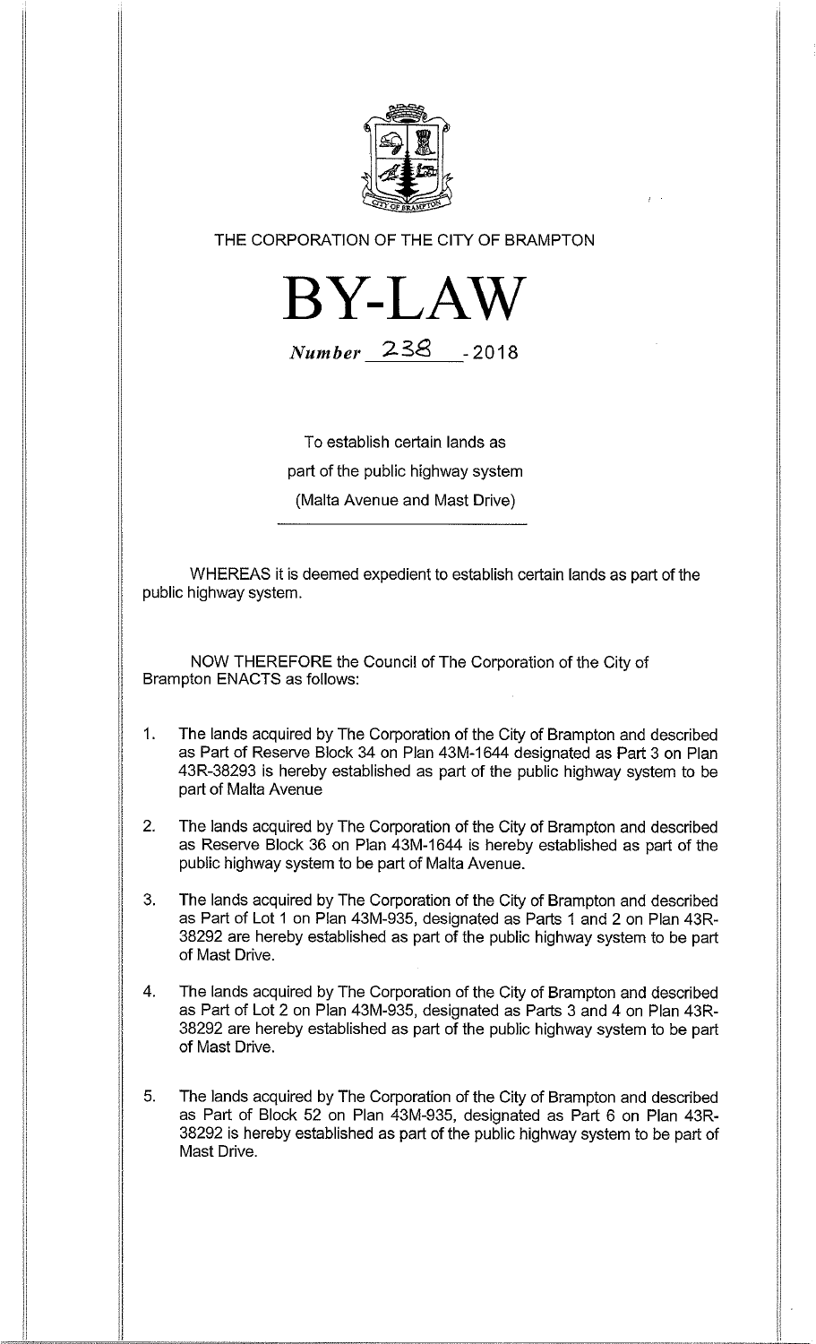THE CORPORATION OF THE CITY OF BRAMPTON

# BY-LAW

*Number* 238 - 2018

To establish certain lands as
part of the public highway system
(Malta Avenue and Mast Drive)

---

WHEREAS it is deemed expedient to establish certain lands as part of the public highway system.

NOW THEREFORE the Council of The Corporation of the City of Brampton ENACTS as follows:

1. The lands acquired by The Corporation of the City of Brampton and described as Part of Reserve Block 34 on Plan 43M-1644 designated as Part 3 on Plan 43R-38293 is hereby established as part of the public highway system to be part of Malta Avenue

2. The lands acquired by The Corporation of the City of Brampton and described as Reserve Block 36 on Plan 43M-1644 is hereby established as part of the public highway system to be part of Malta Avenue.

3. The lands acquired by The Corporation of the City of Brampton and described as Part of Lot 1 on Plan 43M-935, designated as Parts 1 and 2 on Plan 43R-38292 are hereby established as part of the public highway system to be part of Mast Drive.

4. The lands acquired by The Corporation of the City of Brampton and described as Part of Lot 2 on Plan 43M-935, designated as Parts 3 and 4 on Plan 43R-38292 are hereby established as part of the public highway system to be part of Mast Drive.

5. The lands acquired by The Corporation of the City of Brampton and described as Part of Block 52 on Plan 43M-935, designated as Part 6 on Plan 43R-38292 is hereby established as part of the public highway system to be part of Mast Drive.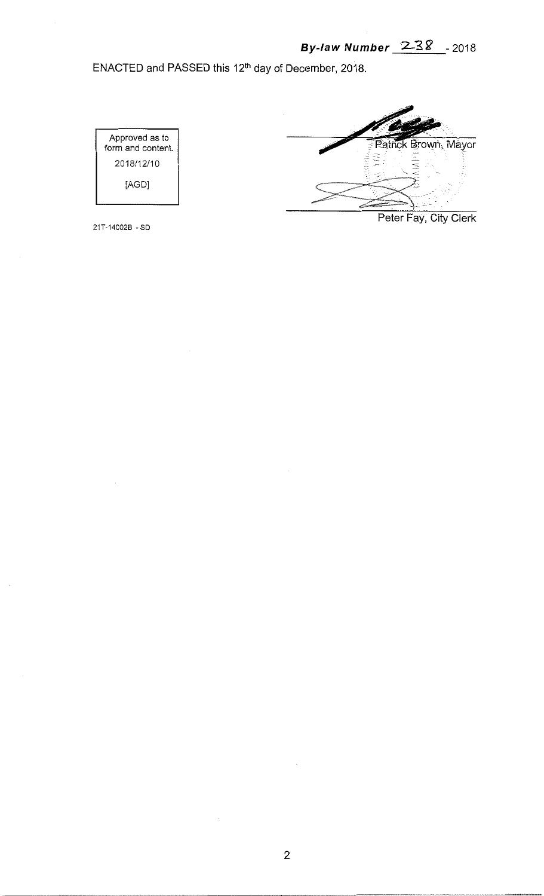***By-law Number*** 238 - 2018

ENACTED and PASSED this 12th day of December, 2018.

| |
|---|
| Approved as to form and content. |
| 2018/12/10 |
| [AGD] |

Patrick Brown, Mayor

Peter Fay, City Clerk

21T-14002B - SD